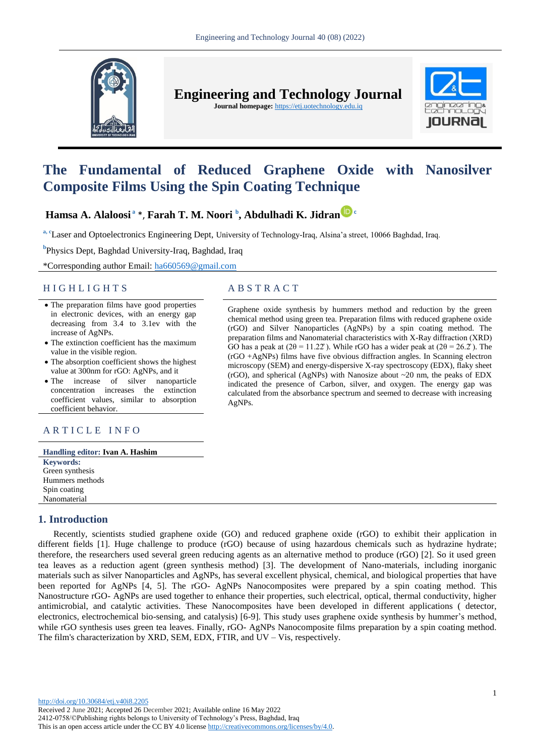# The Fundamental of Reduced Graphene Oxide with Nanosilver Composite Films Using the Spin Coating Technique

**Hamsa A. Alaloosi** [a] *, **Farah T. M. Noori** [b], **Abdulhadi K. Jidran** [c]

[a, c] Laser and Optoelectronics Engineering Dept, University of Technology-Iraq, Alsina'a street, 10066 Baghdad, Iraq.

[b] Physics Dept, Baghdad University-Iraq, Baghdad, Iraq

*Corresponding author Email: ha660569@gmail.com

## HIGHLIGHTS

- The preparation films have good properties in electronic devices, with an energy gap decreasing from 3.4 to 3.1ev with the increase of AgNPs.
- The extinction coefficient has the maximum value in the visible region.
- The absorption coefficient shows the highest value at 300nm for rGO: AgNPs, and it
- The increase of silver nanoparticle concentration increases the extinction coefficient values, similar to absorption coefficient behavior.

## ARTICLE INFO

**Handling editor:** Ivan A. Hashim

**Keywords:**
Green synthesis
Hummers methods
Spin coating
Nanomaterial

## ABSTRACT

Graphene oxide synthesis by hummers method and reduction by the green chemical method using green tea. Preparation films with reduced graphene oxide (rGO) and Silver Nanoparticles (AgNPs) by a spin coating method. The preparation films and Nanomaterial characteristics with X-Ray diffraction (XRD) GO has a peak at ($2\theta = 11.22^{\circ}$). While rGO has a wider peak at ($2\theta = 26.2^{\circ}$). The (rGO +AgNPs) films have five obvious diffraction angles. In Scanning electron microscopy (SEM) and energy-dispersive X-ray spectroscopy (EDX), flaky sheet (rGO), and spherical (AgNPs) with Nanosize about ~20 nm, the peaks of EDX indicated the presence of Carbon, silver, and oxygen. The energy gap was calculated from the absorbance spectrum and seemed to decrease with increasing AgNPs.

## 1. Introduction

Recently, scientists studied graphene oxide (GO) and reduced graphene oxide (rGO) to exhibit their application in different fields [1]. Huge challenge to produce (rGO) because of using hazardous chemicals such as hydrazine hydrate; therefore, the researchers used several green reducing agents as an alternative method to produce (rGO) [2]. So it used green tea leaves as a reduction agent (green synthesis method) [3]. The development of Nano-materials, including inorganic materials such as silver Nanoparticles and AgNPs, has several excellent physical, chemical, and biological properties that have been reported for AgNPs [4, 5]. The rGO- AgNPs Nanocomposites were prepared by a spin coating method. This Nanostructure rGO- AgNPs are used together to enhance their properties, such electrical, optical, thermal conductivity, higher antimicrobial, and catalytic activities. These Nanocomposites have been developed in different applications ( detector, electronics, electrochemical bio-sensing, and catalysis) [6-9]. This study uses graphene oxide synthesis by hummer's method, while rGO synthesis uses green tea leaves. Finally, rGO- AgNPs Nanocomposite films preparation by a spin coating method. The film's characterization by XRD, SEM, EDX, FTIR, and UV – Vis, respectively.

http://doi.org/10.30684/etj.v40i8.2205
Received 2 June 2021; Accepted 26 December 2021; Available online 16 May 2022
2412-0758/©Publishing rights belongs to University of Technology's Press, Baghdad, Iraq
This is an open access article under the CC BY 4.0 license http://creativecommons.org/licenses/by/4.0.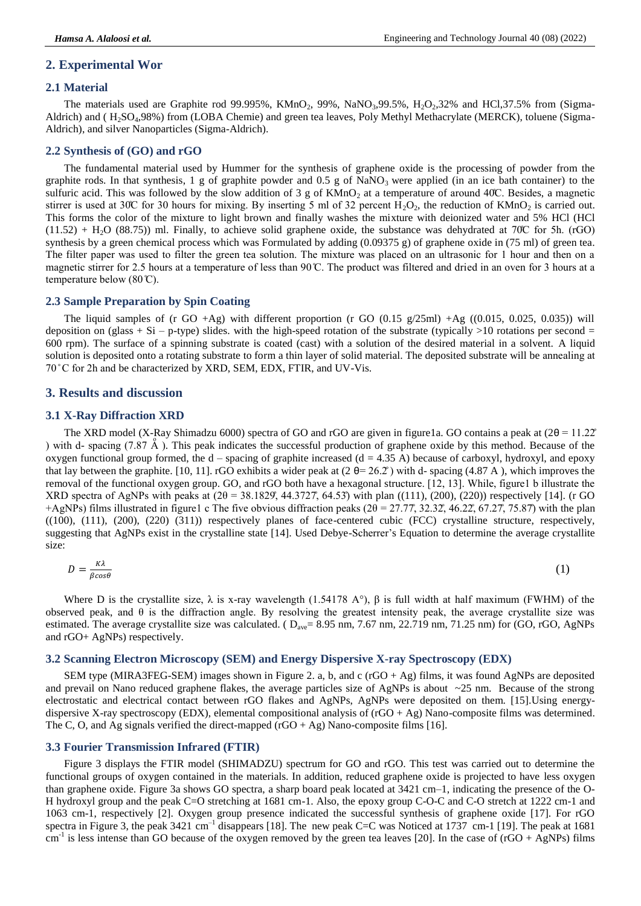## 2. Experimental Wor

### 2.1 Material

The materials used are Graphite rod 99.995%, $KMnO_2$, 99%, $NaNO_3$,99.5%, $H_2O_2$,32% and HCl,37.5% from (Sigma-Aldrich) and ( $H_2SO_4$,98%) from (LOBA Chemie) and green tea leaves, Poly Methyl Methacrylate (MERCK), toluene (Sigma-Aldrich), and silver Nanoparticles (Sigma-Aldrich).

### 2.2 Synthesis of (GO) and rGO

The fundamental material used by Hummer for the synthesis of graphene oxide is the processing of powder from the graphite rods. In that synthesis, 1 g of graphite powder and 0.5 g of $NaNO_3$ were applied (in an ice bath container) to the sulfuric acid. This was followed by the slow addition of 3 g of $KMnO_2$ at a temperature of around 40̊C. Besides, a magnetic stirrer is used at 30̊C for 30 hours for mixing. By inserting 5 ml of 32 percent $H_2O_2$, the reduction of $KMnO_2$ is carried out. This forms the color of the mixture to light brown and finally washes the mixture with deionized water and 5% HCl (HCl (11.52) + $H_2O$ (88.75)) ml. Finally, to achieve solid graphene oxide, the substance was dehydrated at 70̊C for 5h. (rGO) synthesis by a green chemical process which was Formulated by adding (0.09375 g) of graphene oxide in (75 ml) of green tea. The filter paper was used to filter the green tea solution. The mixture was placed on an ultrasonic for 1 hour and then on a magnetic stirrer for 2.5 hours at a temperature of less than 90℃. The product was filtered and dried in an oven for 3 hours at a temperature below (80℃).

### 2.3 Sample Preparation by Spin Coating

The liquid samples of (r GO +Ag) with different proportion (r GO (0.15 g/25ml) +Ag ((0.015, 0.025, 0.035)) will deposition on (glass + Si – p-type) slides. with the high-speed rotation of the substrate (typically >10 rotations per second = 600 rpm). The surface of a spinning substrate is coated (cast) with a solution of the desired material in a solvent. A liquid solution is deposited onto a rotating substrate to form a thin layer of solid material. The deposited substrate will be annealing at 70˚C for 2h and be characterized by XRD, SEM, EDX, FTIR, and UV-Vis.

## 3. Results and discussion

### 3.1 X-Ray Diffraction XRD

The XRD model (X-Ray Shimadzu 6000) spectra of GO and rGO are given in figure1a. GO contains a peak at ($2\theta = 11.22^{\circ}$) with d- spacing (7.87 Å ). This peak indicates the successful production of graphene oxide by this method. Because of the oxygen functional group formed, the d – spacing of graphite increased (d = 4.35 A) because of carboxyl, hydroxyl, and epoxy that lay between the graphite. [10, 11]. rGO exhibits a wider peak at ($2\theta = 26.2^{\circ}$) with d- spacing (4.87 A ), which improves the removal of the functional oxygen group. GO, and rGO both have a hexagonal structure. [12, 13]. While, figure1 b illustrate the XRD spectra of AgNPs with peaks at ($2\theta = 38.1829^{\circ}, 44.3727^{\circ}, 64.53^{\circ}$) with plan ((111), (200), (220)) respectively [14]. (r GO +AgNPs) films illustrated in figure1 c The five obvious diffraction peaks ($2\theta = 27.77^{\circ}, 32.32^{\circ}, 46.22^{\circ}, 67.27^{\circ}, 75.87^{\circ}$) with the plan ((100), (111), (200), (220) (311)) respectively planes of face-centered cubic (FCC) crystalline structure, respectively, suggesting that AgNPs exist in the crystalline state [14]. Used Debye-Scherrer's Equation to determine the average crystallite size:

$$D = \frac{K\lambda}{\beta \cos\theta} \tag{1}$$

Where D is the crystallite size, λ is x-ray wavelength (1.54178 A°), β is full width at half maximum (FWHM) of the observed peak, and θ is the diffraction angle. By resolving the greatest intensity peak, the average crystallite size was estimated. The average crystallite size was calculated. ( $D_{ave}$= 8.95 nm, 7.67 nm, 22.719 nm, 71.25 nm) for (GO, rGO, AgNPs and rGO+ AgNPs) respectively.

### 3.2 Scanning Electron Microscopy (SEM) and Energy Dispersive X-ray Spectroscopy (EDX)

SEM type (MIRA3FEG-SEM) images shown in Figure 2. a, b, and c (rGO + Ag) films, it was found AgNPs are deposited and prevail on Nano reduced graphene flakes, the average particles size of AgNPs is about ~25 nm. Because of the strong electrostatic and electrical contact between rGO flakes and AgNPs, AgNPs were deposited on them. [15].Using energy-dispersive X-ray spectroscopy (EDX), elemental compositional analysis of (rGO + Ag) Nano-composite films was determined. The C, O, and Ag signals verified the direct-mapped (rGO + Ag) Nano-composite films [16].

### 3.3 Fourier Transmission Infrared (FTIR)

Figure 3 displays the FTIR model (SHIMADZU) spectrum for GO and rGO. This test was carried out to determine the functional groups of oxygen contained in the materials. In addition, reduced graphene oxide is projected to have less oxygen than graphene oxide. Figure 3a shows GO spectra, a sharp board peak located at 3421 cm–1, indicating the presence of the O-H hydroxyl group and the peak C=O stretching at 1681 cm-1. Also, the epoxy group C-O-C and C-O stretch at 1222 cm-1 and 1063 cm-1, respectively [2]. Oxygen group presence indicated the successful synthesis of graphene oxide [17]. For rGO spectra in Figure 3, the peak 3421 $cm^{-1}$ disappears [18]. The new peak C=C was Noticed at 1737 cm-1 [19]. The peak at 1681 $cm^{-1}$ is less intense than GO because of the oxygen removed by the green tea leaves [20]. In the case of (rGO + AgNPs) films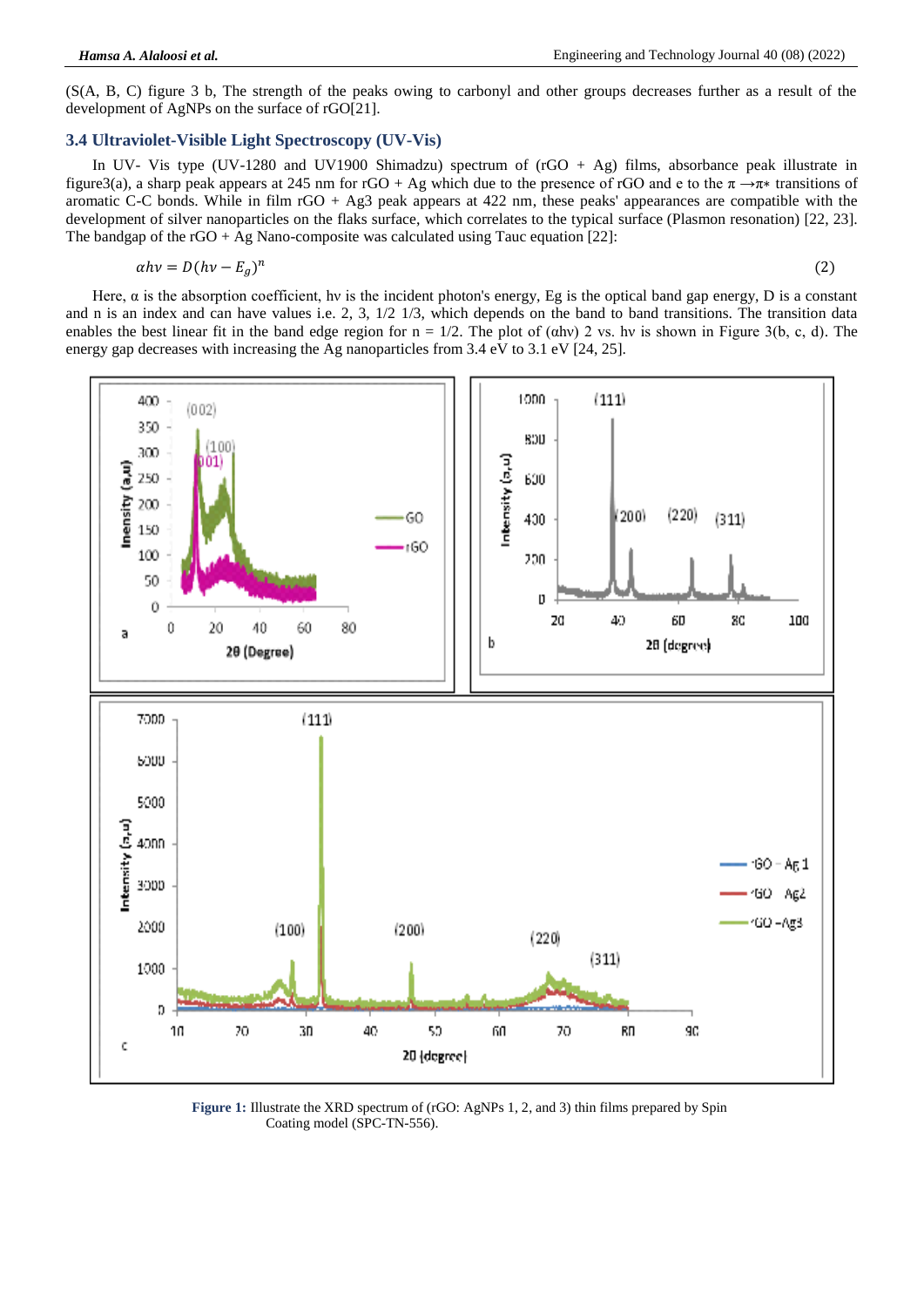(S(A, B, C) figure 3 b, The strength of the peaks owing to carbonyl and other groups decreases further as a result of the development of AgNPs on the surface of rGO[21].

### 3.4 Ultraviolet-Visible Light Spectroscopy (UV-Vis)

In UV- Vis type (UV-1280 and UV1900 Shimadzu) spectrum of (rGO + Ag) films, absorbance peak illustrate in figure3(a), a sharp peak appears at 245 nm for rGO + Ag which due to the presence of rGO and e to the $\pi \rightarrow \pi*$ transitions of aromatic C-C bonds. While in film rGO + Ag3 peak appears at 422 nm, these peaks' appearances are compatible with the development of silver nanoparticles on the flaks surface, which correlates to the typical surface (Plasmon resonation) [22, 23]. The bandgap of the rGO + Ag Nano-composite was calculated using Tauc equation [22]:

$$\alpha h\nu = D(h\nu - E_g)^n \quad (2)$$

Here, α is the absorption coefficient, hv is the incident photon's energy, Eg is the optical band gap energy, D is a constant and n is an index and can have values i.e. 2, 3, 1/2 1/3, which depends on the band to band transitions. The transition data enables the best linear fit in the band edge region for n = 1/2. The plot of (αhv) 2 vs. hv is shown in Figure 3(b, c, d). The energy gap decreases with increasing the Ag nanoparticles from 3.4 eV to 3.1 eV [24, 25].

**Figure 1:** Illustrate the XRD spectrum of (rGO: AgNPs 1, 2, and 3) thin films prepared by Spin Coating model (SPC-TN-556).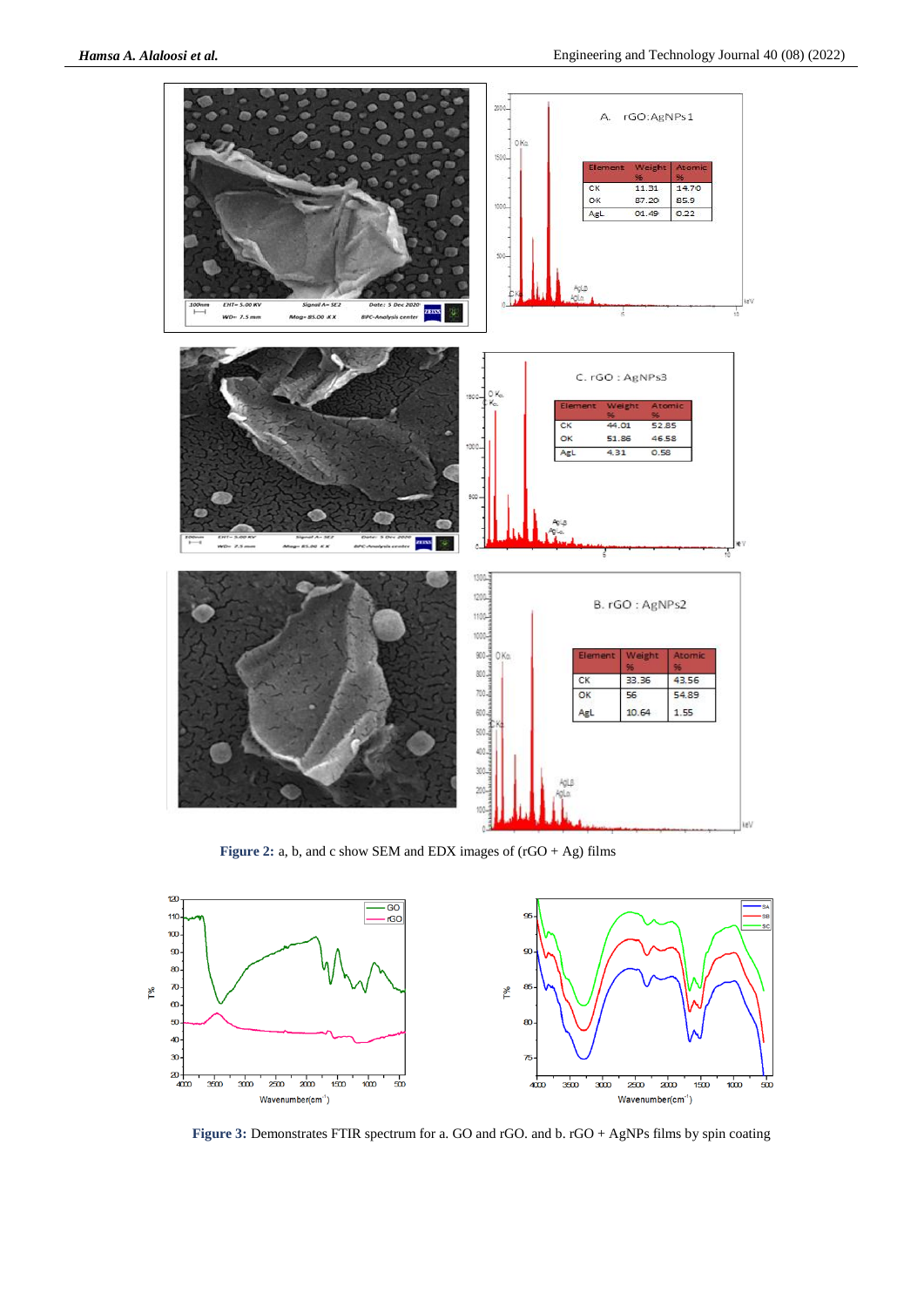**Figure 2:** a, b, and c show SEM and EDX images of (rGO + Ag) films

**Figure 3:** Demonstrates FTIR spectrum for a. GO and rGO. and b. rGO + AgNPs films by spin coating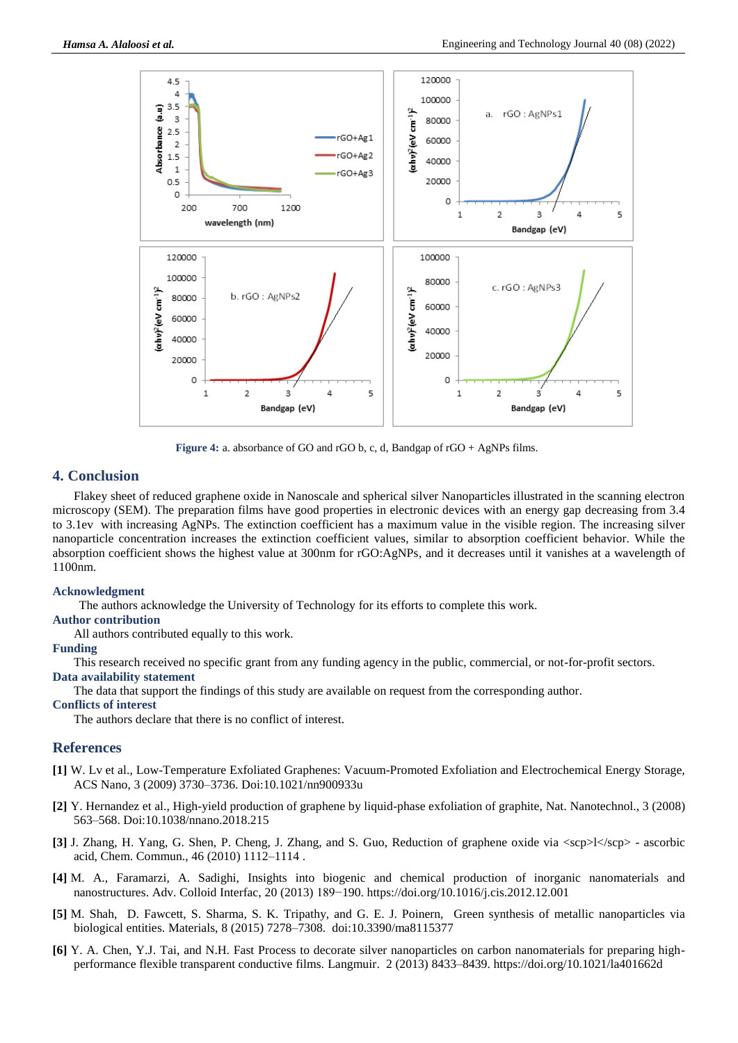Figure 4: a. absorbance of GO and rGO b, c, d, Bandgap of rGO + AgNPs films.

## 4. Conclusion

Flakey sheet of reduced graphene oxide in Nanoscale and spherical silver Nanoparticles illustrated in the scanning electron microscopy (SEM). The preparation films have good properties in electronic devices with an energy gap decreasing from 3.4 to 3.1ev with increasing AgNPs. The extinction coefficient has a maximum value in the visible region. The increasing silver nanoparticle concentration increases the extinction coefficient values, similar to absorption coefficient behavior. While the absorption coefficient shows the highest value at 300nm for rGO:AgNPs, and it decreases until it vanishes at a wavelength of 1100nm.

### Acknowledgment

The authors acknowledge the University of Technology for its efforts to complete this work.

### Author contribution

All authors contributed equally to this work.

### Funding

This research received no specific grant from any funding agency in the public, commercial, or not-for-profit sectors.

### Data availability statement

The data that support the findings of this study are available on request from the corresponding author.

### Conflicts of interest

The authors declare that there is no conflict of interest.

## References

**[1]** W. Lv et al., Low-Temperature Exfoliated Graphenes: Vacuum-Promoted Exfoliation and Electrochemical Energy Storage, ACS Nano, 3 (2009) 3730–3736. Doi:10.1021/nn900933u

**[2]** Y. Hernandez et al., High-yield production of graphene by liquid-phase exfoliation of graphite, Nat. Nanotechnol., 3 (2008) 563–568. Doi:10.1038/nnano.2018.215

**[3]** J. Zhang, H. Yang, G. Shen, P. Cheng, J. Zhang, and S. Guo, Reduction of graphene oxide via <scp>l</scp> - ascorbic acid, Chem. Commun., 46 (2010) 1112–1114 .

**[4]** M. A., Faramarzi, A. Sadighi, Insights into biogenic and chemical production of inorganic nanomaterials and nanostructures. Adv. Colloid Interfac, 20 (2013) 189−190. https://doi.org/10.1016/j.cis.2012.12.001

**[5]** M. Shah, D. Fawcett, S. Sharma, S. K. Tripathy, and G. E. J. Poinern, Green synthesis of metallic nanoparticles via biological entities. Materials, 8 (2015) 7278–7308. doi:10.3390/ma8115377

**[6]** Y. A. Chen, Y.J. Tai, and N.H. Fast Process to decorate silver nanoparticles on carbon nanomaterials for preparing high-performance flexible transparent conductive films. Langmuir. 2 (2013) 8433–8439. https://doi.org/10.1021/la401662d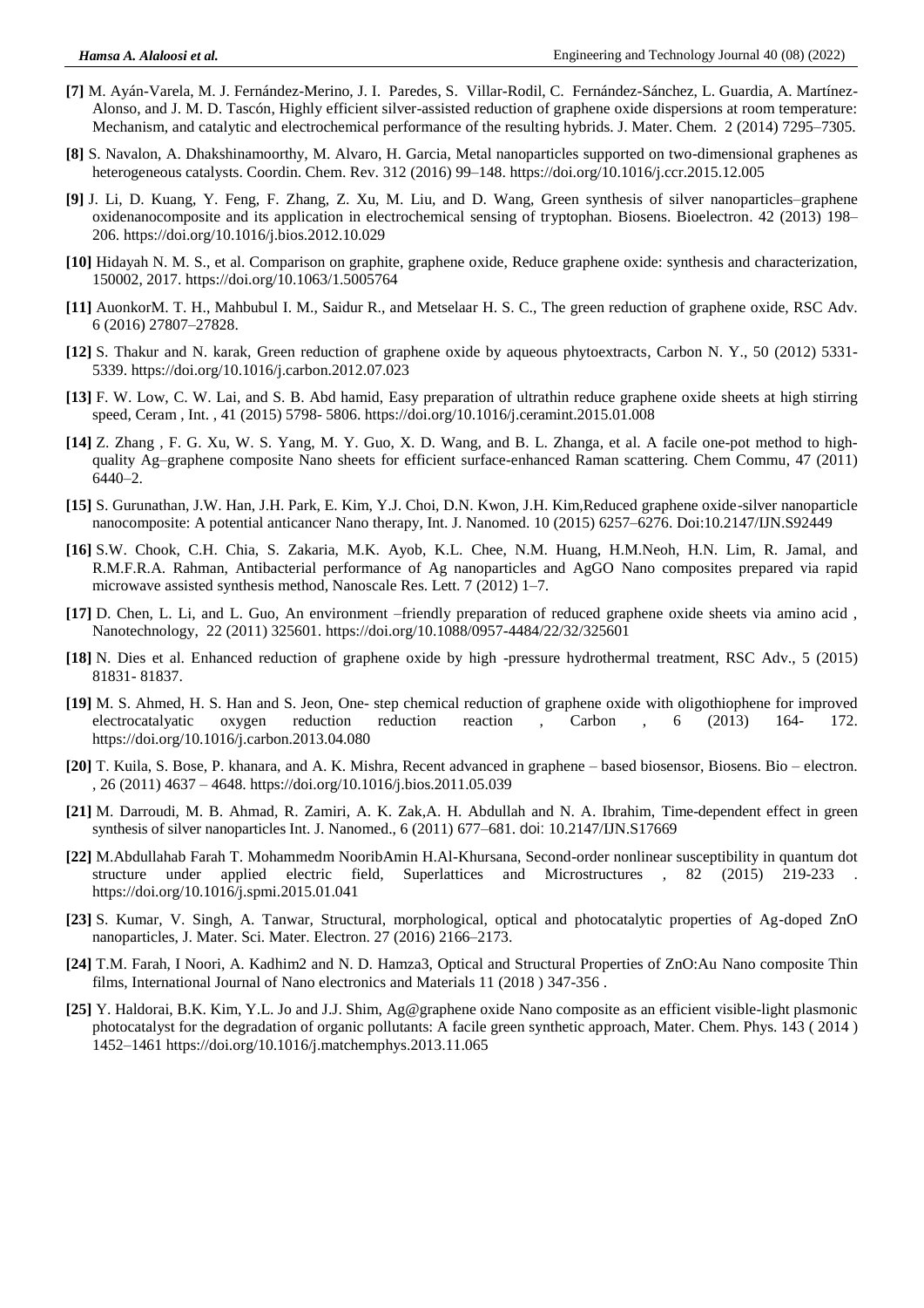**[7]** M. Ayán-Varela, M. J. Fernández-Merino, J. I. Paredes, S. Villar-Rodil, C. Fernández-Sánchez, L. Guardia, A. Martínez-Alonso, and J. M. D. Tascón, Highly efficient silver-assisted reduction of graphene oxide dispersions at room temperature: Mechanism, and catalytic and electrochemical performance of the resulting hybrids. J. Mater. Chem. 2 (2014) 7295–7305.

**[8]** S. Navalon, A. Dhakshinamoorthy, M. Alvaro, H. Garcia, Metal nanoparticles supported on two-dimensional graphenes as heterogeneous catalysts. Coordin. Chem. Rev. 312 (2016) 99–148. https://doi.org/10.1016/j.ccr.2015.12.005

**[9]** J. Li, D. Kuang, Y. Feng, F. Zhang, Z. Xu, M. Liu, and D. Wang, Green synthesis of silver nanoparticles–graphene oxidenanocomposite and its application in electrochemical sensing of tryptophan. Biosens. Bioelectron. 42 (2013) 198–206. https://doi.org/10.1016/j.bios.2012.10.029

**[10]** Hidayah N. M. S., et al. Comparison on graphite, graphene oxide, Reduce graphene oxide: synthesis and characterization, 150002, 2017. https://doi.org/10.1063/1.5005764

**[11]** AuonkorM. T. H., Mahbubul I. M., Saidur R., and Metselaar H. S. C., The green reduction of graphene oxide, RSC Adv. 6 (2016) 27807–27828.

**[12]** S. Thakur and N. karak, Green reduction of graphene oxide by aqueous phytoextracts, Carbon N. Y., 50 (2012) 5331-5339. https://doi.org/10.1016/j.carbon.2012.07.023

**[13]** F. W. Low, C. W. Lai, and S. B. Abd hamid, Easy preparation of ultrathin reduce graphene oxide sheets at high stirring speed, Ceram , Int. , 41 (2015) 5798- 5806. https://doi.org/10.1016/j.ceramint.2015.01.008

**[14]** Z. Zhang , F. G. Xu, W. S. Yang, M. Y. Guo, X. D. Wang, and B. L. Zhanga, et al. A facile one-pot method to high-quality Ag–graphene composite Nano sheets for efficient surface-enhanced Raman scattering. Chem Commu, 47 (2011) 6440–2.

**[15]** S. Gurunathan, J.W. Han, J.H. Park, E. Kim, Y.J. Choi, D.N. Kwon, J.H. Kim,Reduced graphene oxide-silver nanoparticle nanocomposite: A potential anticancer Nano therapy, Int. J. Nanomed. 10 (2015) 6257–6276. Doi:10.2147/IJN.S92449

**[16]** S.W. Chook, C.H. Chia, S. Zakaria, M.K. Ayob, K.L. Chee, N.M. Huang, H.M.Neoh, H.N. Lim, R. Jamal, and R.M.F.R.A. Rahman, Antibacterial performance of Ag nanoparticles and AgGO Nano composites prepared via rapid microwave assisted synthesis method, Nanoscale Res. Lett. 7 (2012) 1–7.

**[17]** D. Chen, L. Li, and L. Guo, An environment –friendly preparation of reduced graphene oxide sheets via amino acid , Nanotechnology, 22 (2011) 325601. https://doi.org/10.1088/0957-4484/22/32/325601

**[18]** N. Dies et al. Enhanced reduction of graphene oxide by high -pressure hydrothermal treatment, RSC Adv., 5 (2015) 81831- 81837.

**[19]** M. S. Ahmed, H. S. Han and S. Jeon, One- step chemical reduction of graphene oxide with oligothiophene for improved electrocatalyatic oxygen reduction reduction reaction , Carbon , 6 (2013) 164- 172. https://doi.org/10.1016/j.carbon.2013.04.080

**[20]** T. Kuila, S. Bose, P. khanara, and A. K. Mishra, Recent advanced in graphene – based biosensor, Biosens. Bio – electron. , 26 (2011) 4637 – 4648. https://doi.org/10.1016/j.bios.2011.05.039

**[21]** M. Darroudi, M. B. Ahmad, R. Zamiri, A. K. Zak,A. H. Abdullah and N. A. Ibrahim, Time-dependent effect in green synthesis of silver nanoparticles Int. J. Nanomed., 6 (2011) 677–681. doi: 10.2147/IJN.S17669

**[22]** M.Abdullahab Farah T. Mohammedm NooribAmin H.Al-Khursana, Second-order nonlinear susceptibility in quantum dot structure under applied electric field, Superlattices and Microstructures , 82 (2015) 219-233 . https://doi.org/10.1016/j.spmi.2015.01.041

**[23]** S. Kumar, V. Singh, A. Tanwar, Structural, morphological, optical and photocatalytic properties of Ag-doped ZnO nanoparticles, J. Mater. Sci. Mater. Electron. 27 (2016) 2166–2173.

**[24]** T.M. Farah, I Noori, A. Kadhim2 and N. D. Hamza3, Optical and Structural Properties of ZnO:Au Nano composite Thin films, International Journal of Nano electronics and Materials 11 (2018 ) 347-356 .

**[25]** Y. Haldorai, B.K. Kim, Y.L. Jo and J.J. Shim, Ag@graphene oxide Nano composite as an efficient visible-light plasmonic photocatalyst for the degradation of organic pollutants: A facile green synthetic approach, Mater. Chem. Phys. 143 ( 2014 ) 1452–1461 https://doi.org/10.1016/j.matchemphys.2013.11.065